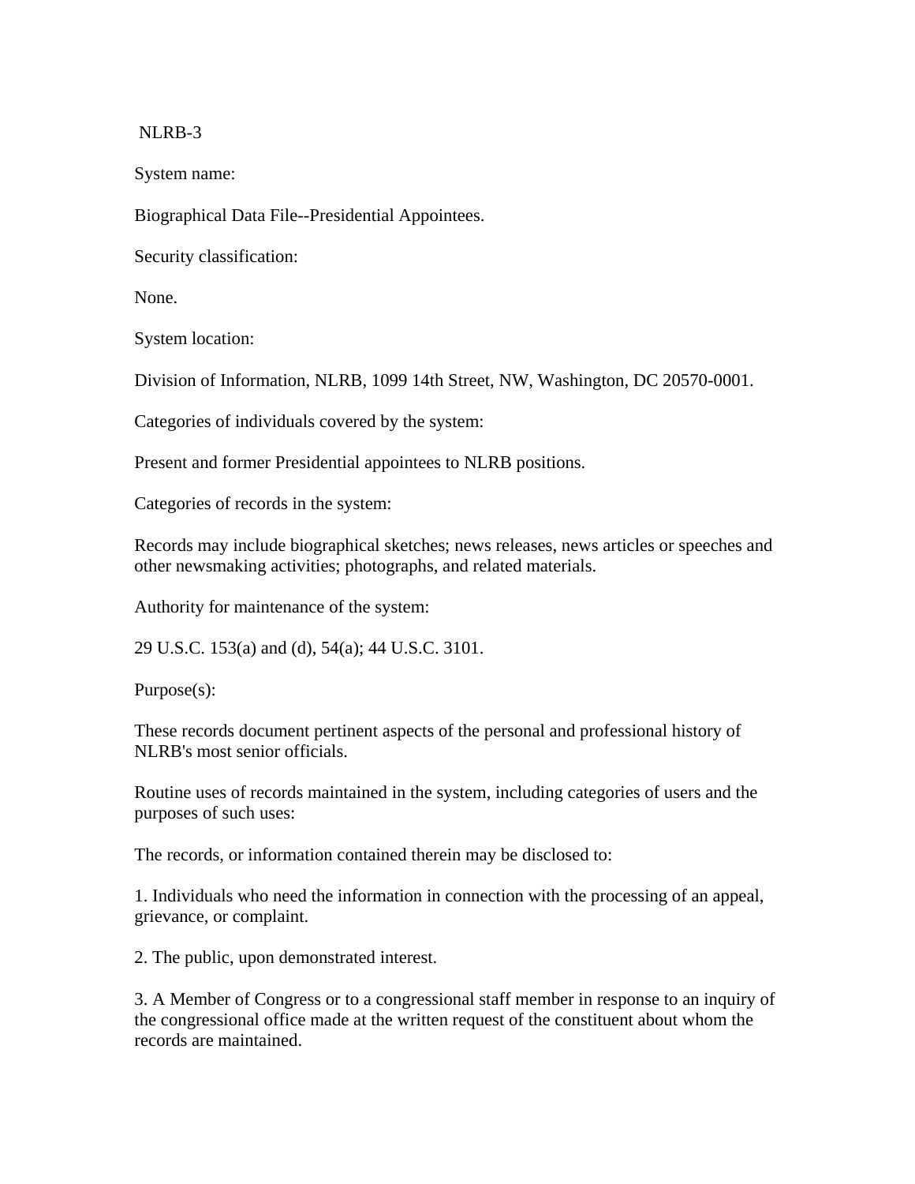NLRB-3

System name:

Biographical Data File--Presidential Appointees.

Security classification:

None.

System location:

Division of Information, NLRB, 1099 14th Street, NW, Washington, DC 20570-0001.

Categories of individuals covered by the system:

Present and former Presidential appointees to NLRB positions.

Categories of records in the system:

Records may include biographical sketches; news releases, news articles or speeches and other newsmaking activities; photographs, and related materials.

Authority for maintenance of the system:

29 U.S.C. 153(a) and (d), 54(a); 44 U.S.C. 3101.

Purpose(s):

These records document pertinent aspects of the personal and professional history of NLRB's most senior officials.

Routine uses of records maintained in the system, including categories of users and the purposes of such uses:

The records, or information contained therein may be disclosed to:

1. Individuals who need the information in connection with the processing of an appeal, grievance, or complaint.

2. The public, upon demonstrated interest.

3. A Member of Congress or to a congressional staff member in response to an inquiry of the congressional office made at the written request of the constituent about whom the records are maintained.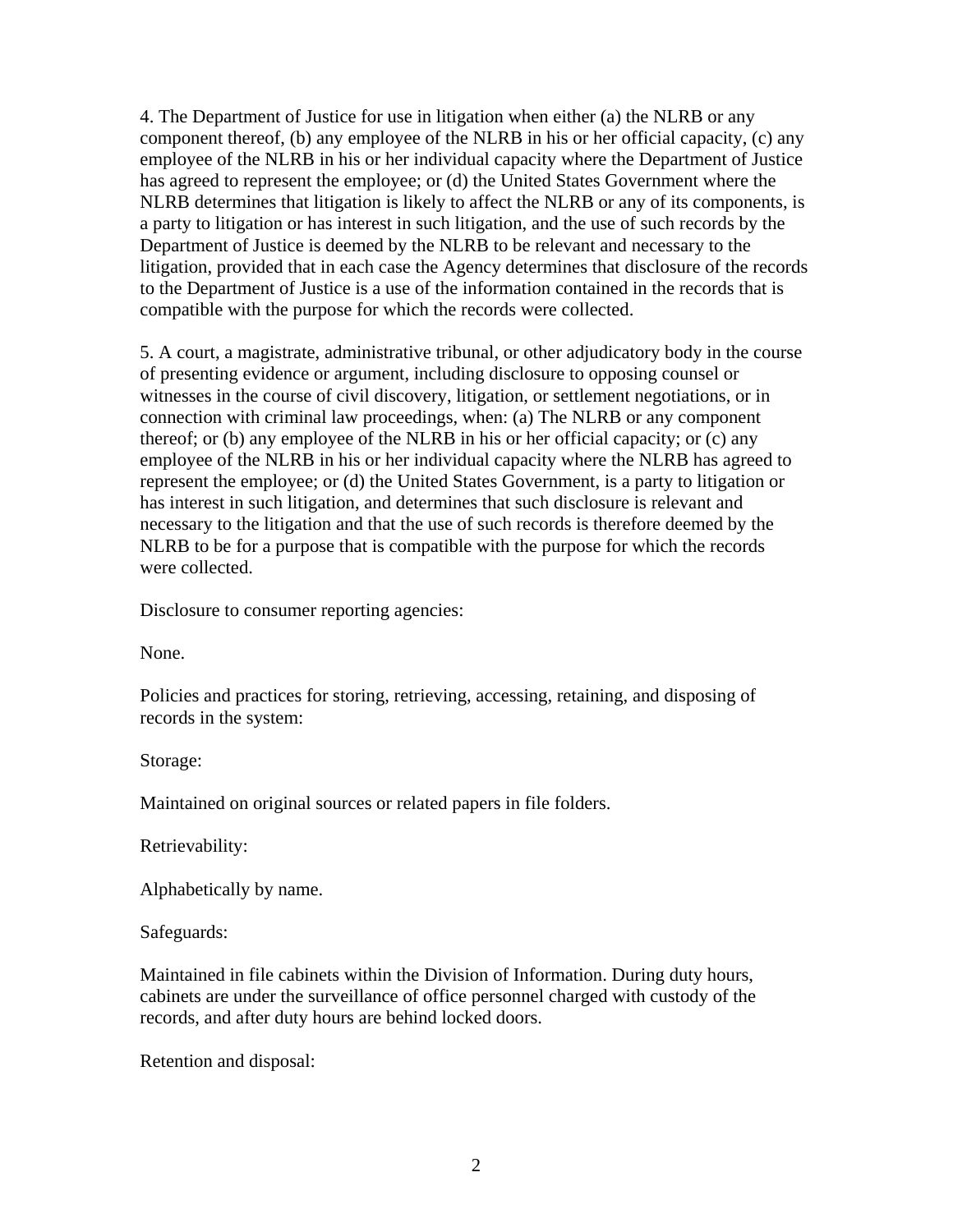4. The Department of Justice for use in litigation when either (a) the NLRB or any component thereof, (b) any employee of the NLRB in his or her official capacity, (c) any employee of the NLRB in his or her individual capacity where the Department of Justice has agreed to represent the employee; or (d) the United States Government where the NLRB determines that litigation is likely to affect the NLRB or any of its components, is a party to litigation or has interest in such litigation, and the use of such records by the Department of Justice is deemed by the NLRB to be relevant and necessary to the litigation, provided that in each case the Agency determines that disclosure of the records to the Department of Justice is a use of the information contained in the records that is compatible with the purpose for which the records were collected.

5. A court, a magistrate, administrative tribunal, or other adjudicatory body in the course of presenting evidence or argument, including disclosure to opposing counsel or witnesses in the course of civil discovery, litigation, or settlement negotiations, or in connection with criminal law proceedings, when: (a) The NLRB or any component thereof; or (b) any employee of the NLRB in his or her official capacity; or (c) any employee of the NLRB in his or her individual capacity where the NLRB has agreed to represent the employee; or (d) the United States Government, is a party to litigation or has interest in such litigation, and determines that such disclosure is relevant and necessary to the litigation and that the use of such records is therefore deemed by the NLRB to be for a purpose that is compatible with the purpose for which the records were collected.

Disclosure to consumer reporting agencies:

None.

Policies and practices for storing, retrieving, accessing, retaining, and disposing of records in the system:

Storage:

Maintained on original sources or related papers in file folders.

Retrievability:

Alphabetically by name.

Safeguards:

Maintained in file cabinets within the Division of Information. During duty hours, cabinets are under the surveillance of office personnel charged with custody of the records, and after duty hours are behind locked doors.

Retention and disposal: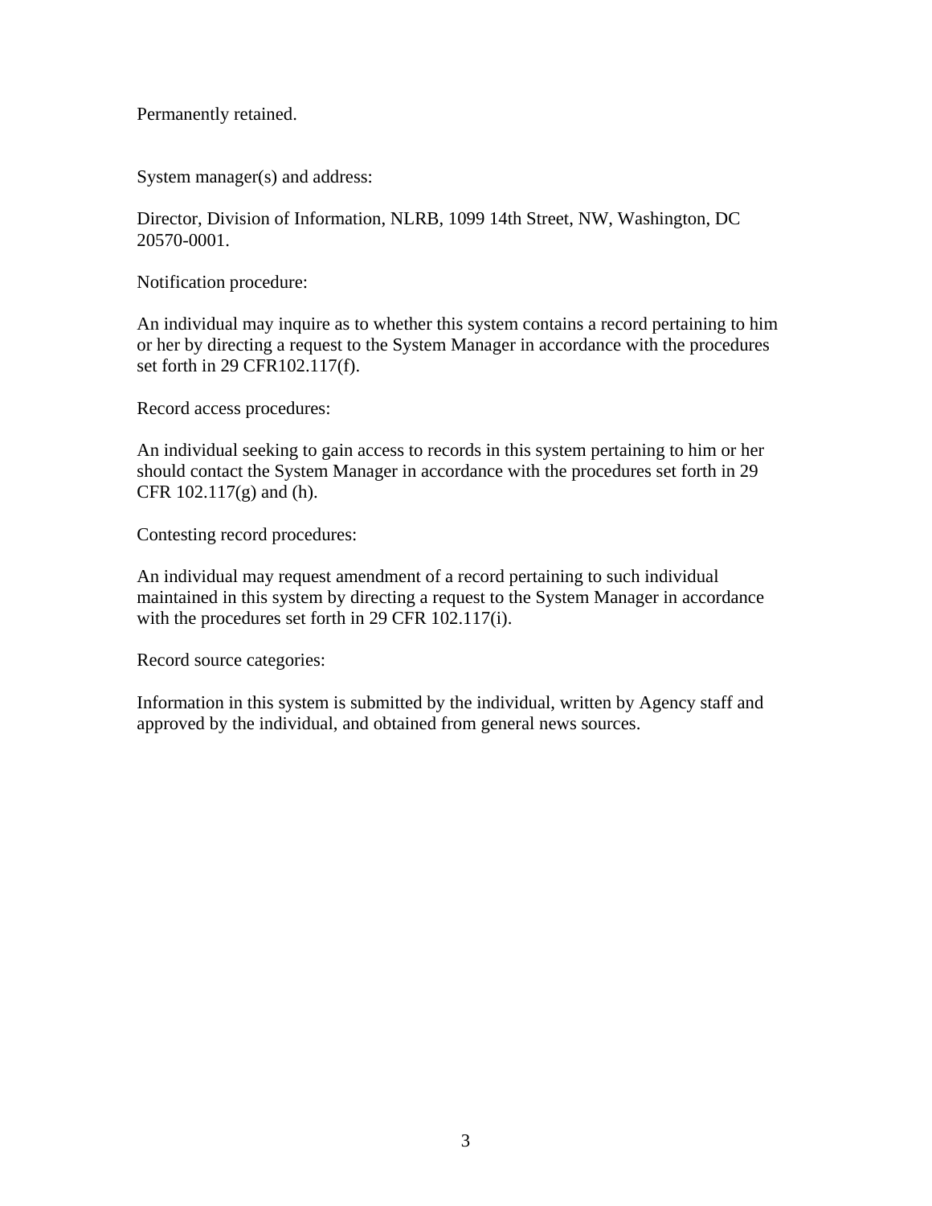Permanently retained.

System manager(s) and address:

Director, Division of Information, NLRB, 1099 14th Street, NW, Washington, DC 20570-0001.

Notification procedure:

An individual may inquire as to whether this system contains a record pertaining to him or her by directing a request to the System Manager in accordance with the procedures set forth in 29 CFR102.117(f).

Record access procedures:

An individual seeking to gain access to records in this system pertaining to him or her should contact the System Manager in accordance with the procedures set forth in 29 CFR 102.117(g) and (h).

Contesting record procedures:

An individual may request amendment of a record pertaining to such individual maintained in this system by directing a request to the System Manager in accordance with the procedures set forth in 29 CFR 102.117(i).

Record source categories:

Information in this system is submitted by the individual, written by Agency staff and approved by the individual, and obtained from general news sources.